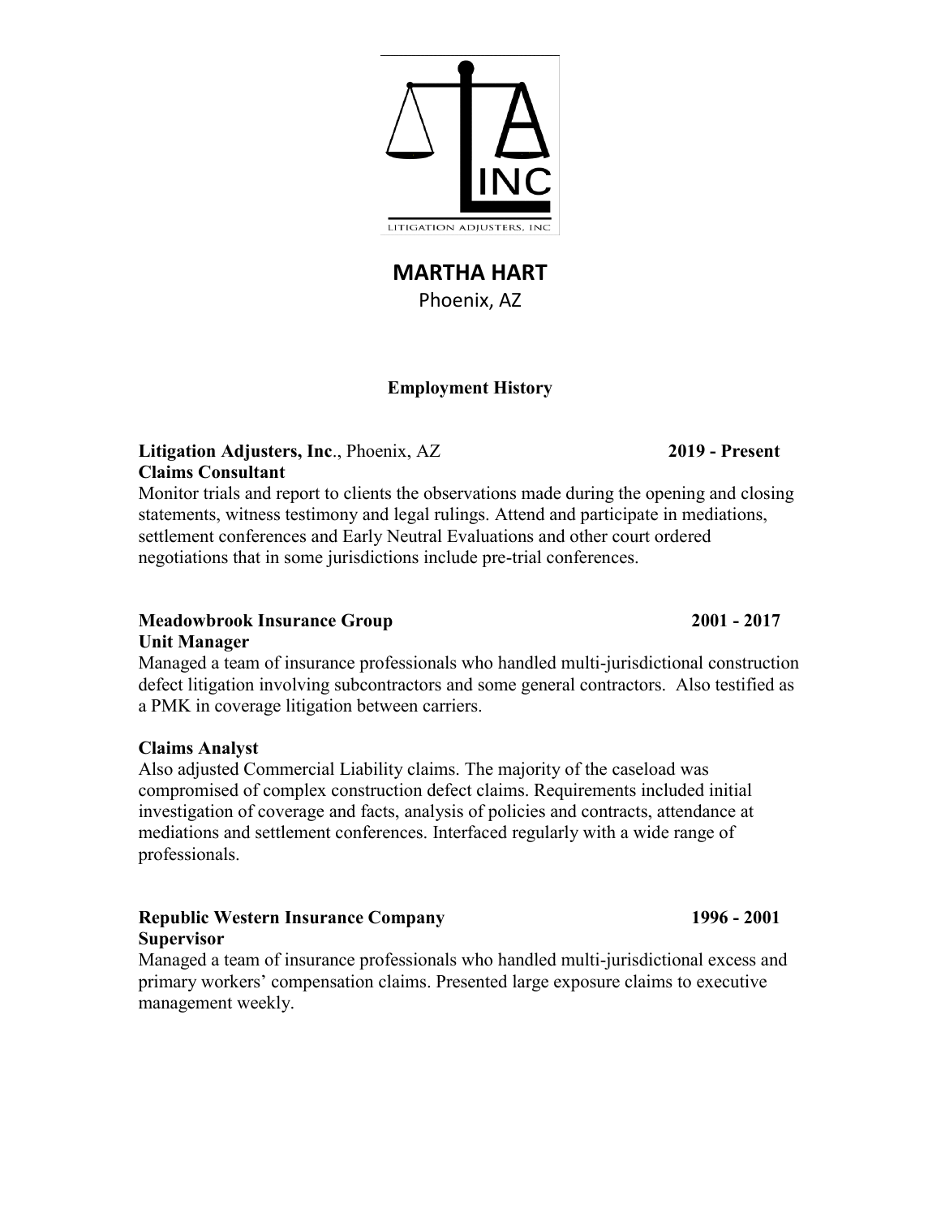# MARTHA HART

Phoenix, AZ

## Employment History

**Litigation Adjusters, Inc**., Phoenix, AZ **2019 - Present**
**Claims Consultant**

Monitor trials and report to clients the observations made during the opening and closing statements, witness testimony and legal rulings. Attend and participate in mediations, settlement conferences and Early Neutral Evaluations and other court ordered negotiations that in some jurisdictions include pre-trial conferences.

**Meadowbrook Insurance Group** **2001 - 2017**
**Unit Manager**

Managed a team of insurance professionals who handled multi-jurisdictional construction defect litigation involving subcontractors and some general contractors. Also testified as a PMK in coverage litigation between carriers.

**Claims Analyst**

Also adjusted Commercial Liability claims. The majority of the caseload was compromised of complex construction defect claims. Requirements included initial investigation of coverage and facts, analysis of policies and contracts, attendance at mediations and settlement conferences. Interfaced regularly with a wide range of professionals.

**Republic Western Insurance Company** **1996 - 2001**
**Supervisor**

Managed a team of insurance professionals who handled multi-jurisdictional excess and primary workers' compensation claims. Presented large exposure claims to executive management weekly.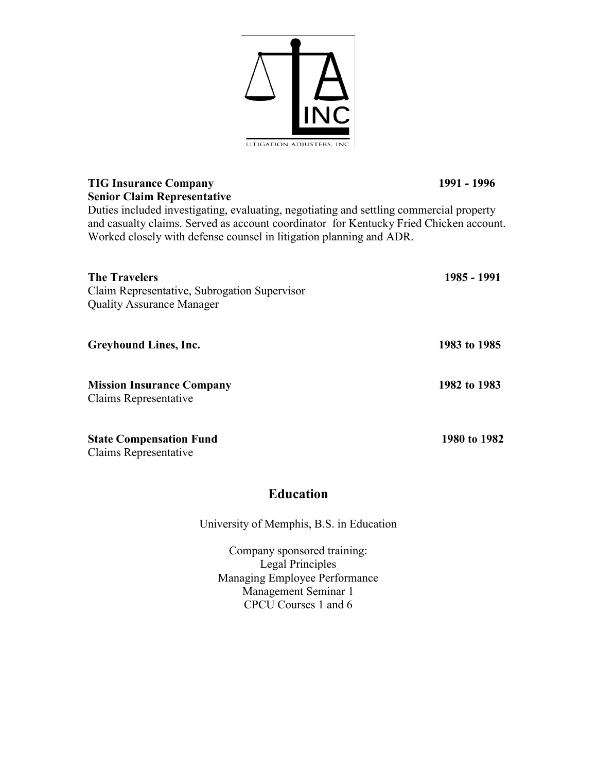LITIGATION ADJUSTERS, INC

**TIG Insurance Company** **1991 - 1996**
**Senior Claim Representative**
Duties included investigating, evaluating, negotiating and settling commercial property and casualty claims. Served as account coordinator for Kentucky Fried Chicken account. Worked closely with defense counsel in litigation planning and ADR.

**The Travelers** **1985 - 1991**
Claim Representative, Subrogation Supervisor
Quality Assurance Manager

**Greyhound Lines, Inc.** **1983 to 1985**

**Mission Insurance Company** **1982 to 1983**
Claims Representative

**State Compensation Fund** **1980 to 1982**
Claims Representative

## Education

University of Memphis, B.S. in Education

Company sponsored training:
Legal Principles
Managing Employee Performance
Management Seminar 1
CPCU Courses 1 and 6